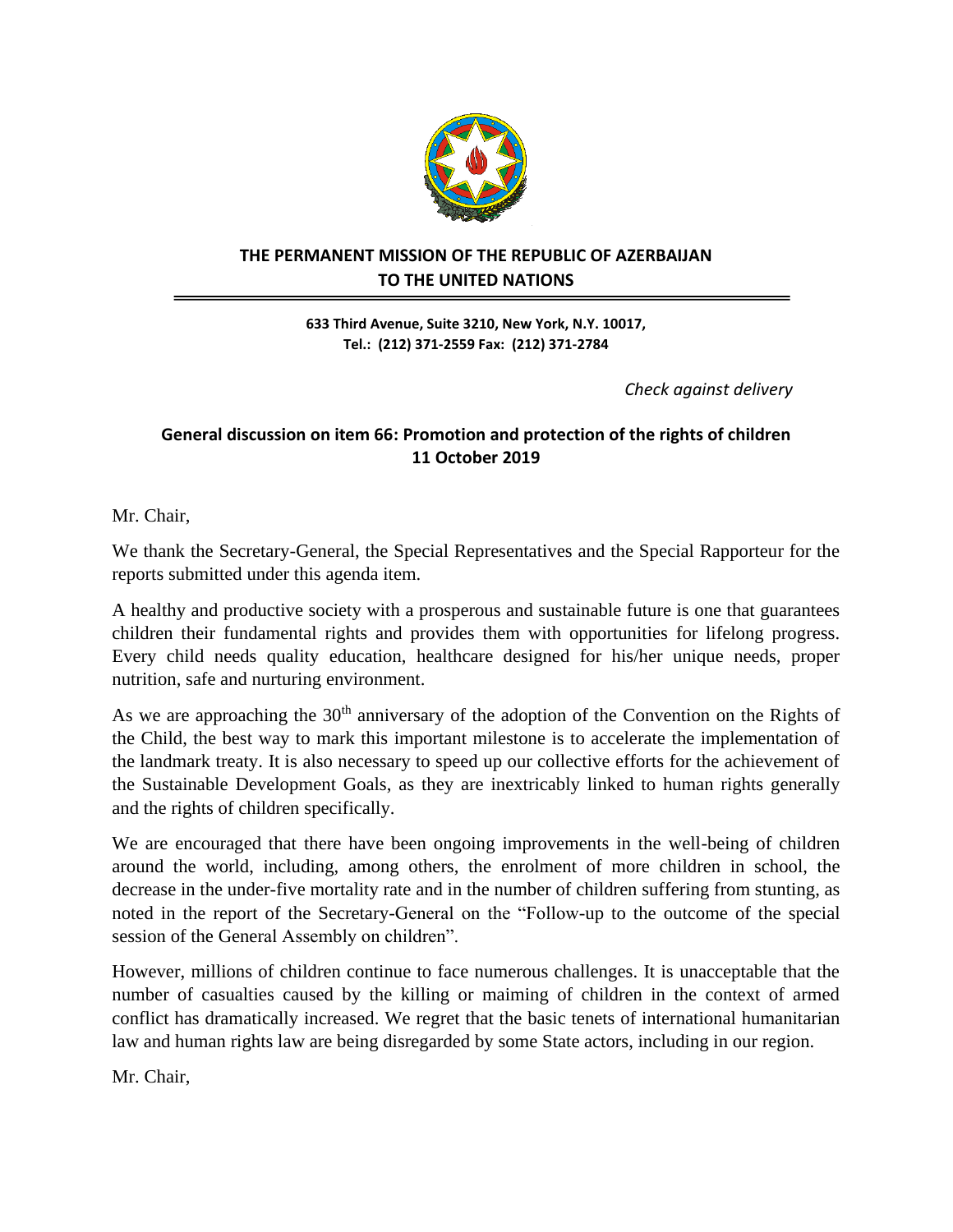**THE PERMANENT MISSION OF THE REPUBLIC OF AZERBAIJAN TO THE UNITED NATIONS**

**633 Third Avenue, Suite 3210, New York, N.Y. 10017,**
**Tel.: (212) 371-2559 Fax: (212) 371-2784**

*Check against delivery*

**General discussion on item 66: Promotion and protection of the rights of children**
**11 October 2019**

Mr. Chair,

We thank the Secretary-General, the Special Representatives and the Special Rapporteur for the reports submitted under this agenda item.

A healthy and productive society with a prosperous and sustainable future is one that guarantees children their fundamental rights and provides them with opportunities for lifelong progress. Every child needs quality education, healthcare designed for his/her unique needs, proper nutrition, safe and nurturing environment.

As we are approaching the 30th anniversary of the adoption of the Convention on the Rights of the Child, the best way to mark this important milestone is to accelerate the implementation of the landmark treaty. It is also necessary to speed up our collective efforts for the achievement of the Sustainable Development Goals, as they are inextricably linked to human rights generally and the rights of children specifically.

We are encouraged that there have been ongoing improvements in the well-being of children around the world, including, among others, the enrolment of more children in school, the decrease in the under-five mortality rate and in the number of children suffering from stunting, as noted in the report of the Secretary-General on the "Follow-up to the outcome of the special session of the General Assembly on children".

However, millions of children continue to face numerous challenges. It is unacceptable that the number of casualties caused by the killing or maiming of children in the context of armed conflict has dramatically increased. We regret that the basic tenets of international humanitarian law and human rights law are being disregarded by some State actors, including in our region.

Mr. Chair,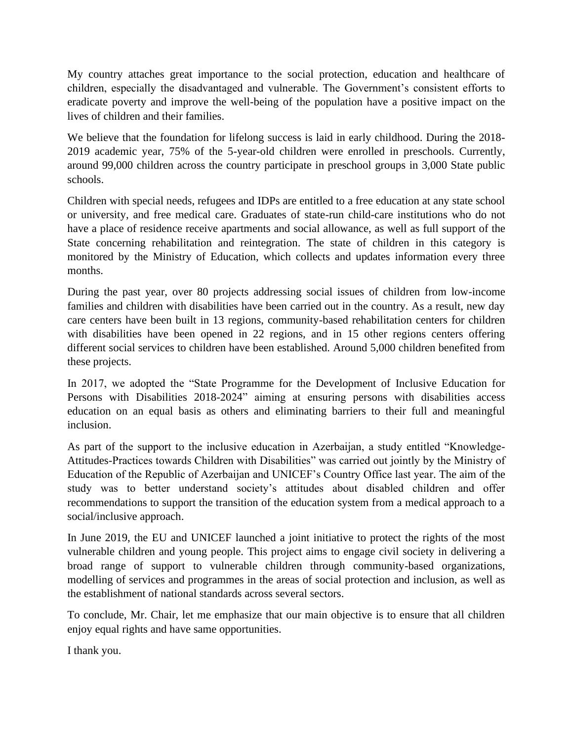My country attaches great importance to the social protection, education and healthcare of children, especially the disadvantaged and vulnerable. The Government's consistent efforts to eradicate poverty and improve the well-being of the population have a positive impact on the lives of children and their families.

We believe that the foundation for lifelong success is laid in early childhood. During the 2018-2019 academic year, 75% of the 5-year-old children were enrolled in preschools. Currently, around 99,000 children across the country participate in preschool groups in 3,000 State public schools.

Children with special needs, refugees and IDPs are entitled to a free education at any state school or university, and free medical care. Graduates of state-run child-care institutions who do not have a place of residence receive apartments and social allowance, as well as full support of the State concerning rehabilitation and reintegration. The state of children in this category is monitored by the Ministry of Education, which collects and updates information every three months.

During the past year, over 80 projects addressing social issues of children from low-income families and children with disabilities have been carried out in the country. As a result, new day care centers have been built in 13 regions, community-based rehabilitation centers for children with disabilities have been opened in 22 regions, and in 15 other regions centers offering different social services to children have been established. Around 5,000 children benefited from these projects.

In 2017, we adopted the "State Programme for the Development of Inclusive Education for Persons with Disabilities 2018-2024" aiming at ensuring persons with disabilities access education on an equal basis as others and eliminating barriers to their full and meaningful inclusion.

As part of the support to the inclusive education in Azerbaijan, a study entitled "Knowledge-Attitudes-Practices towards Children with Disabilities" was carried out jointly by the Ministry of Education of the Republic of Azerbaijan and UNICEF's Country Office last year. The aim of the study was to better understand society's attitudes about disabled children and offer recommendations to support the transition of the education system from a medical approach to a social/inclusive approach.

In June 2019, the EU and UNICEF launched a joint initiative to protect the rights of the most vulnerable children and young people. This project aims to engage civil society in delivering a broad range of support to vulnerable children through community-based organizations, modelling of services and programmes in the areas of social protection and inclusion, as well as the establishment of national standards across several sectors.

To conclude, Mr. Chair, let me emphasize that our main objective is to ensure that all children enjoy equal rights and have same opportunities.

I thank you.